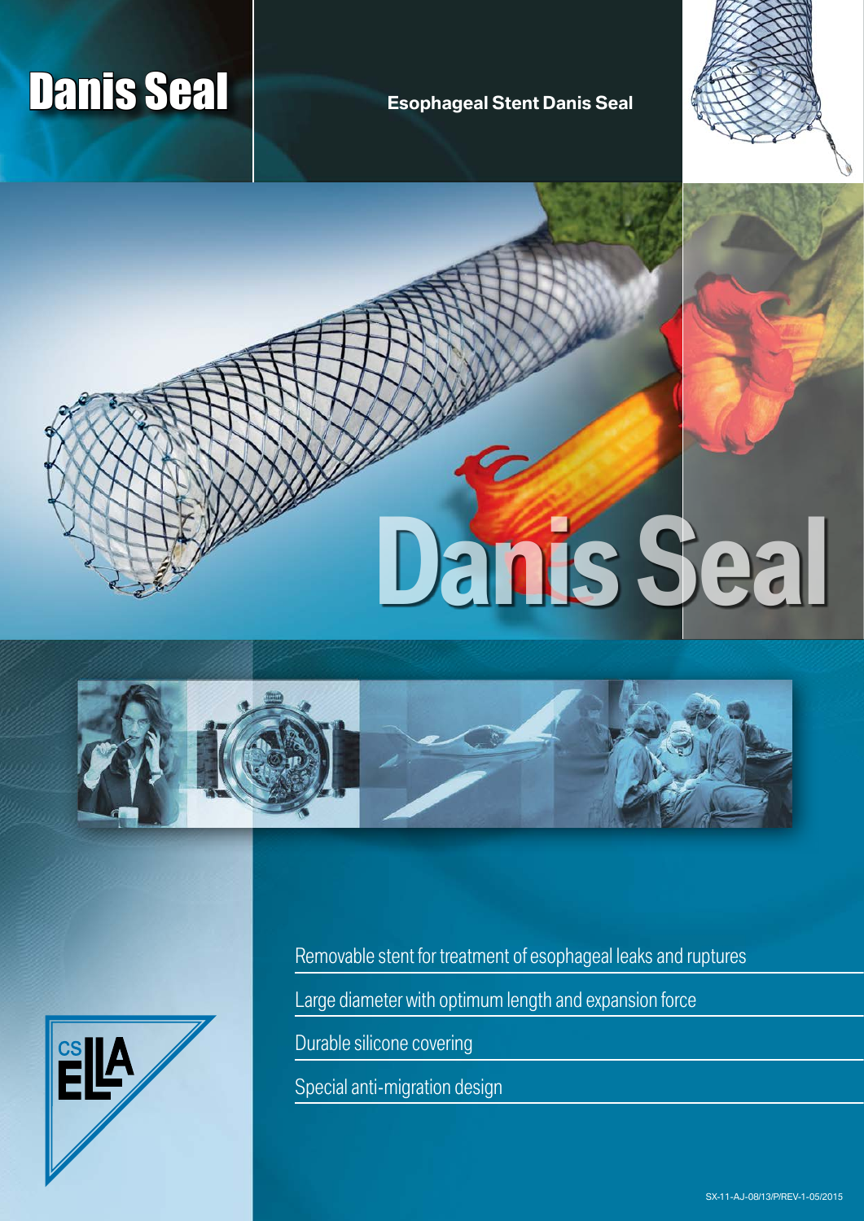# Danis Seal

**Esophageal Stent Danis Seal**

# Danis Seal

- Removable stent for treatment of esophageal leaks and ruptures
- Large diameter with optimum length and expansion force
- Durable silicone covering
- Special anti-migration design

CS ELLA

SX-11-AJ-08/13/P/REV-1-05/2015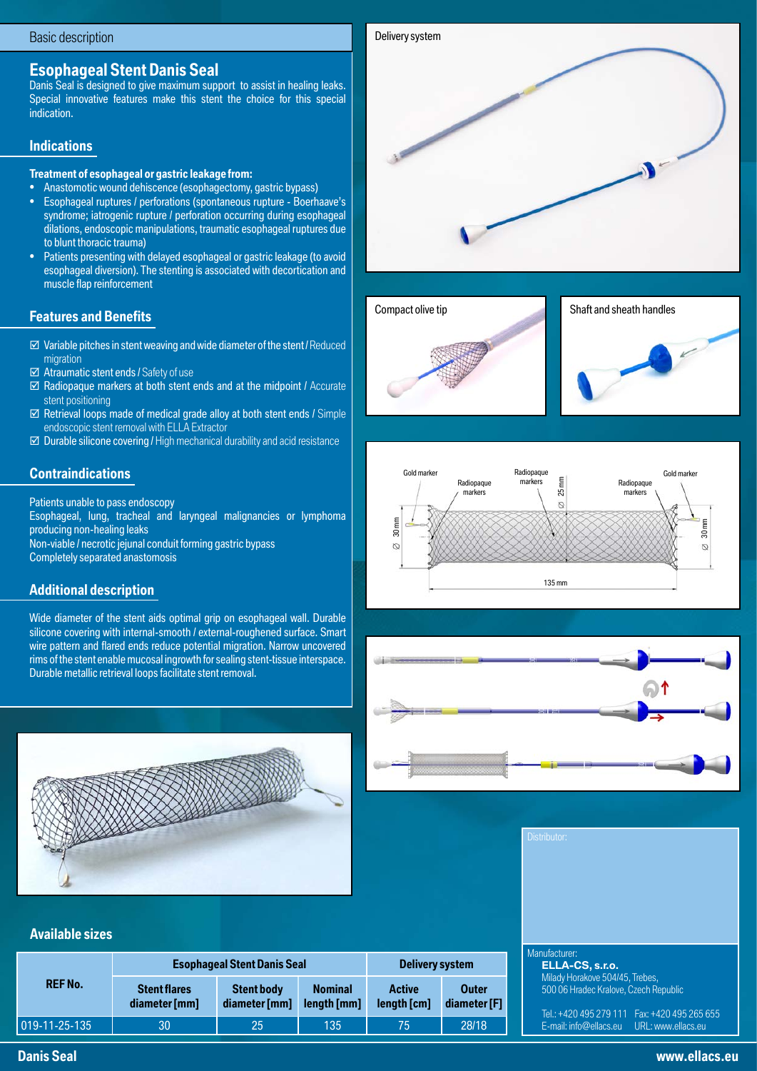Basic description

## Esophageal Stent Danis Seal

Danis Seal is designed to give maximum support to assist in healing leaks. Special innovative features make this stent the choice for this special indication.

### Indications

**Treatment of esophageal or gastric leakage from:**

- Anastomotic wound dehiscence (esophagectomy, gastric bypass)
- Esophageal ruptures / perforations (spontaneous rupture - Boerhaave's syndrome; iatrogenic rupture / perforation occurring during esophageal dilations, endoscopic manipulations, traumatic esophageal ruptures due to blunt thoracic trauma)
- Patients presenting with delayed esophageal or gastric leakage (to avoid esophageal diversion). The stenting is associated with decortication and muscle flap reinforcement

### Features and Benefits

- ☑ Variable pitches in stent weaving and wide diameter of the stent / Reduced migration
- ☑ Atraumatic stent ends / Safety of use
- ☑ Radiopaque markers at both stent ends and at the midpoint / Accurate stent positioning
- ☑ Retrieval loops made of medical grade alloy at both stent ends / Simple endoscopic stent removal with ELLA Extractor
- ☑ Durable silicone covering / High mechanical durability and acid resistance

### Contraindications

Patients unable to pass endoscopy
Esophageal, lung, tracheal and laryngeal malignancies or lymphoma producing non-healing leaks
Non-viable / necrotic jejunal conduit forming gastric bypass
Completely separated anastomosis

### Additional description

Wide diameter of the stent aids optimal grip on esophageal wall. Durable silicone covering with internal-smooth / external-roughened surface. Smart wire pattern and flared ends reduce potential migration. Narrow uncovered rims of the stent enable mucosal ingrowth for sealing stent-tissue interspace. Durable metallic retrieval loops facilitate stent removal.

Delivery system

Compact olive tip

Shaft and sheath handles

Gold marker
Radiopaque markers
Radiopaque markers
Ø 25 mm
Radiopaque markers
Gold marker
Ø 30 mm
Ø 30 mm
135 mm

### Available sizes

| REF No. | Esophageal Stent Danis Seal | | | Delivery system | |
|---|---|---|---|---|---|
| | Stent flares diameter [mm] | Stent body diameter [mm] | Nominal length [mm] | Active length [cm] | Outer diameter [F] |
| 019-11-25-135 | 30 | 25 | 135 | 75 | 28/18 |

Distributor:

Manufacturer:
**ELLA-CS, s.r.o.**
Milady Horakove 504/45, Trebes,
500 06 Hradec Kralove, Czech Republic

Tel.: +420 495 279 111 Fax: +420 495 265 655
E-mail: info@ellacs.eu URL: www.ellacs.eu